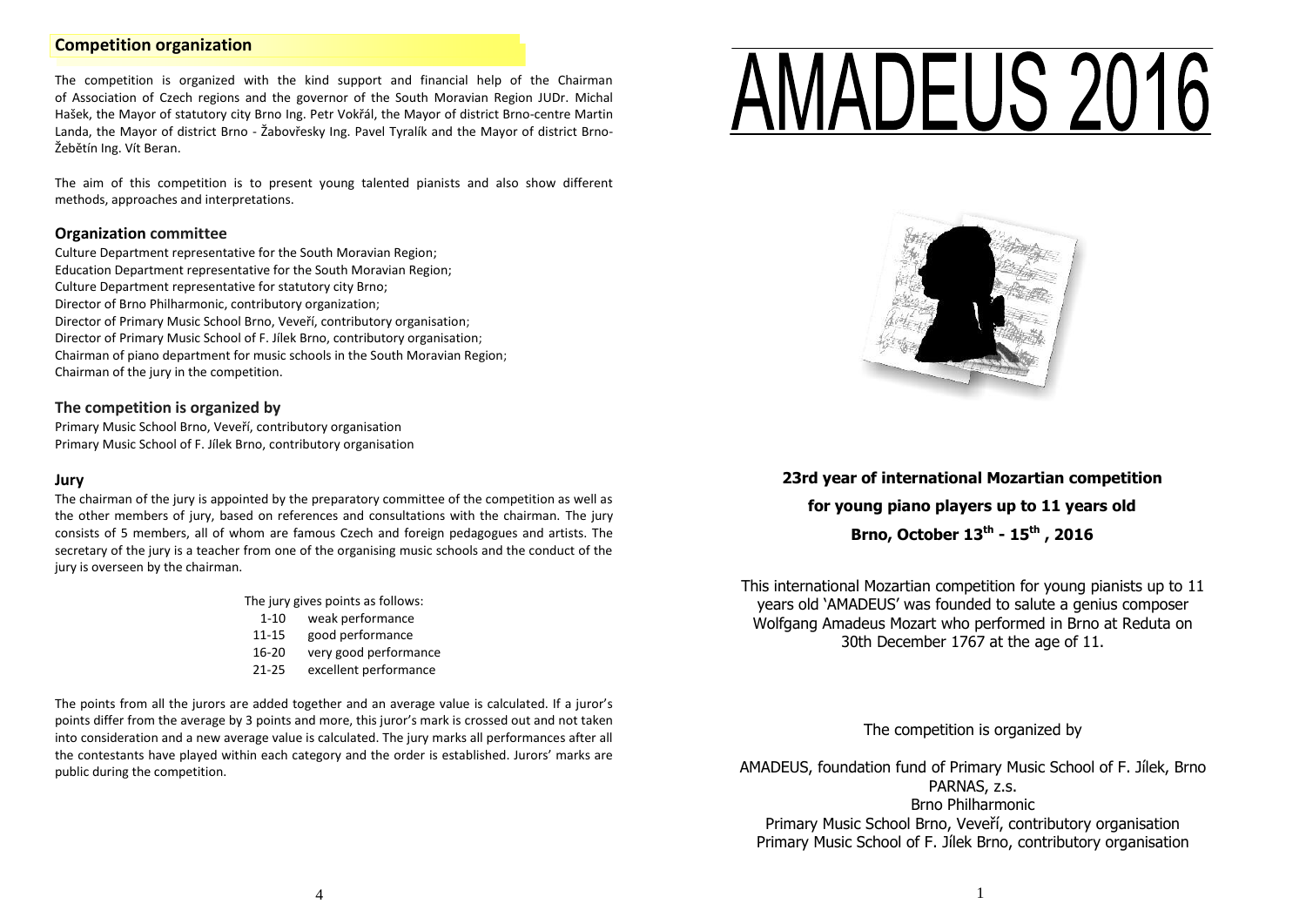## Competition organization

The competition is organized with the kind support and financial help of the Chairman of Association of Czech regions and the governor of the South Moravian Region JUDr. Michal Hašek, the Mayor of statutory city Brno Ing. Petr Vokřál, the Mayor of district Brno-centre Martin Landa, the Mayor of district Brno - Žabovřesky Ing. Pavel Tyralík and the Mayor of district Brno-Žebětín Ing. Vít Beran.

The aim of this competition is to present young talented pianists and also show different methods, approaches and interpretations.

### Organization committee

Culture Department representative for the South Moravian Region;
Education Department representative for the South Moravian Region;
Culture Department representative for statutory city Brno;
Director of Brno Philharmonic, contributory organization;
Director of Primary Music School Brno, Veveří, contributory organisation;
Director of Primary Music School of F. Jílek Brno, contributory organisation;
Chairman of piano department for music schools in the South Moravian Region;
Chairman of the jury in the competition.

### The competition is organized by

Primary Music School Brno, Veveří, contributory organisation
Primary Music School of F. Jílek Brno, contributory organisation

### Jury

The chairman of the jury is appointed by the preparatory committee of the competition as well as the other members of jury, based on references and consultations with the chairman. The jury consists of 5 members, all of whom are famous Czech and foreign pedagogues and artists. The secretary of the jury is a teacher from one of the organising music schools and the conduct of the jury is overseen by the chairman.

The jury gives points as follows:

| Points | Evaluation |
| --- | --- |
| 1-10 | weak performance |
| 11-15 | good performance |
| 16-20 | very good performance |
| 21-25 | excellent performance |

The points from all the jurors are added together and an average value is calculated. If a juror's points differ from the average by 3 points and more, this juror's mark is crossed out and not taken into consideration and a new average value is calculated. The jury marks all performances after all the contestants have played within each category and the order is established. Jurors' marks are public during the competition.

# AMADEUS 2016

**23rd year of international Mozartian competition**

**for young piano players up to 11 years old**

**Brno, October 13th - 15th , 2016**

This international Mozartian competition for young pianists up to 11 years old 'AMADEUS' was founded to salute a genius composer Wolfgang Amadeus Mozart who performed in Brno at Reduta on 30th December 1767 at the age of 11.

The competition is organized by

AMADEUS, foundation fund of Primary Music School of F. Jílek, Brno
PARNAS, z.s.
Brno Philharmonic
Primary Music School Brno, Veveří, contributory organisation
Primary Music School of F. Jílek Brno, contributory organisation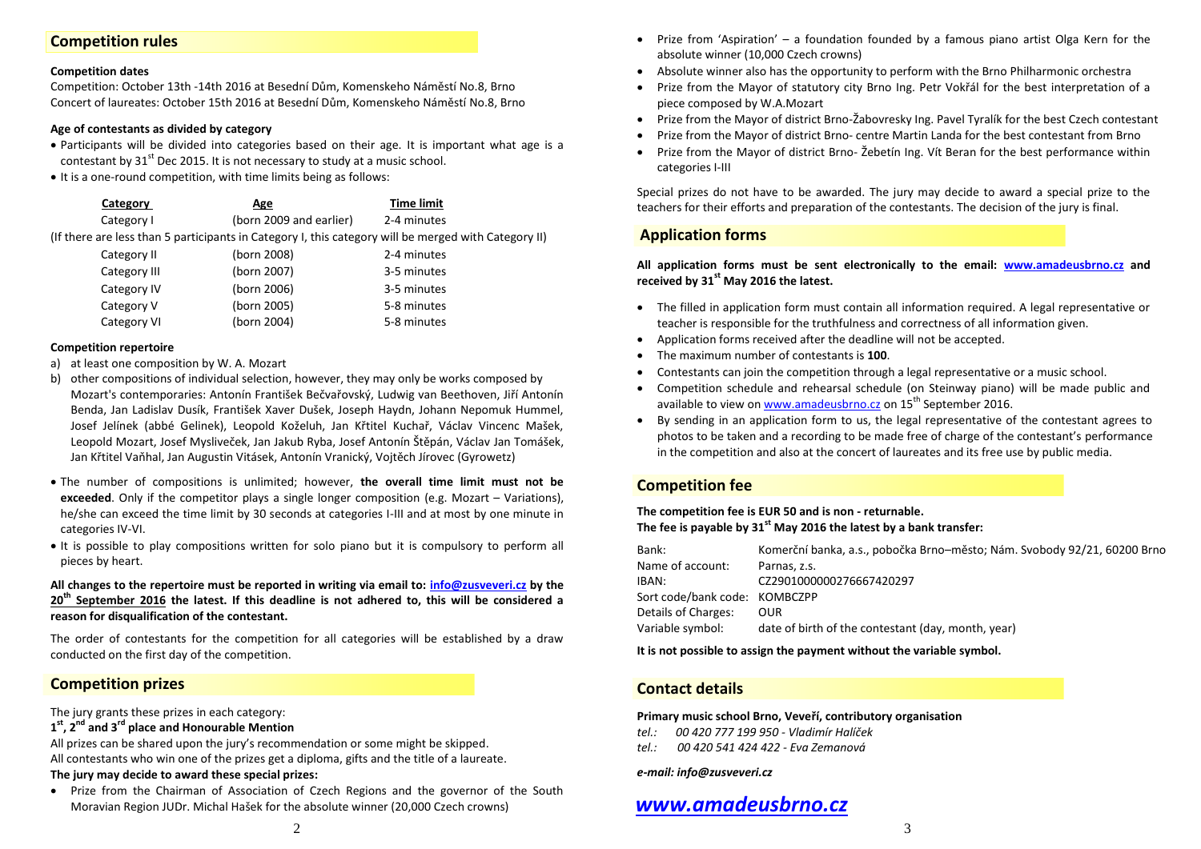## Competition rules

**Competition dates**

Competition: October 13th -14th 2016 at Besední Dům, Komenskeho Náměstí No.8, Brno
Concert of laureates: October 15th 2016 at Besední Dům, Komenskeho Náměstí No.8, Brno

**Age of contestants as divided by category**

- Participants will be divided into categories based on their age. It is important what age is a contestant by 31st Dec 2015. It is not necessary to study at a music school.
- It is a one-round competition, with time limits being as follows:

| Category | Age | Time limit |
|---|---|---|
| Category I | (born 2009 and earlier) | 2-4 minutes |
| (If there are less than 5 participants in Category I, this category will be merged with Category II) | | |
| Category II | (born 2008) | 2-4 minutes |
| Category III | (born 2007) | 3-5 minutes |
| Category IV | (born 2006) | 3-5 minutes |
| Category V | (born 2005) | 5-8 minutes |
| Category VI | (born 2004) | 5-8 minutes |

**Competition repertoire**

a) at least one composition by W. A. Mozart
b) other compositions of individual selection, however, they may only be works composed by Mozart's contemporaries: Antonín František Bečvařovský, Ludwig van Beethoven, Jiří Antonín Benda, Jan Ladislav Dusík, František Xaver Dušek, Joseph Haydn, Johann Nepomuk Hummel, Josef Jelínek (abbé Gelinek), Leopold Koželuh, Jan Křtitel Kuchař, Václav Vincenc Mašek, Leopold Mozart, Josef Mysliveček, Jan Jakub Ryba, Josef Antonín Štěpán, Václav Jan Tomášek, Jan Křtitel Vaňhal, Jan Augustin Vitásek, Antonín Vranický, Vojtěch Jírovec (Gyrowetz)

- The number of compositions is unlimited; however, **the overall time limit must not be exceeded**. Only if the competitor plays a single longer composition (e.g. Mozart – Variations), he/she can exceed the time limit by 30 seconds at categories I-III and at most by one minute in categories IV-VI.
- It is possible to play compositions written for solo piano but it is compulsory to perform all pieces by heart.

**All changes to the repertoire must be reported in writing via email to: info@zusveveri.cz by the 20th September 2016 the latest. If this deadline is not adhered to, this will be considered a reason for disqualification of the contestant.**

The order of contestants for the competition for all categories will be established by a draw conducted on the first day of the competition.

## Competition prizes

The jury grants these prizes in each category:
**1st, 2nd and 3rd place and Honourable Mention**
All prizes can be shared upon the jury's recommendation or some might be skipped.
All contestants who win one of the prizes get a diploma, gifts and the title of a laureate.
**The jury may decide to award these special prizes:**

- Prize from the Chairman of Association of Czech Regions and the governor of the South Moravian Region JUDr. Michal Hašek for the absolute winner (20,000 Czech crowns)
- Prize from 'Aspiration' – a foundation founded by a famous piano artist Olga Kern for the absolute winner (10,000 Czech crowns)
- Absolute winner also has the opportunity to perform with the Brno Philharmonic orchestra
- Prize from the Mayor of statutory city Brno Ing. Petr Vokřál for the best interpretation of a piece composed by W.A.Mozart
- Prize from the Mayor of district Brno-Žabovresky Ing. Pavel Tyralík for the best Czech contestant
- Prize from the Mayor of district Brno- centre Martin Landa for the best contestant from Brno
- Prize from the Mayor of district Brno- Žebetín Ing. Vít Beran for the best performance within categories I-III

Special prizes do not have to be awarded. The jury may decide to award a special prize to the teachers for their efforts and preparation of the contestants. The decision of the jury is final.

## Application forms

**All application forms must be sent electronically to the email: www.amadeusbrno.cz and received by 31st May 2016 the latest.**

- The filled in application form must contain all information required. A legal representative or teacher is responsible for the truthfulness and correctness of all information given.
- Application forms received after the deadline will not be accepted.
- The maximum number of contestants is **100**.
- Contestants can join the competition through a legal representative or a music school.
- Competition schedule and rehearsal schedule (on Steinway piano) will be made public and available to view on www.amadeusbrno.cz on 15th September 2016.
- By sending in an application form to us, the legal representative of the contestant agrees to photos to be taken and a recording to be made free of charge of the contestant's performance in the competition and also at the concert of laureates and its free use by public media.

## Competition fee

**The competition fee is EUR 50 and is non - returnable.**
**The fee is payable by 31st May 2016 the latest by a bank transfer:**

| | |
|---|---|
| Bank: | Komerční banka, a.s., pobočka Brno–město; Nám. Svobody 92/21, 60200 Brno |
| Name of account: | Parnas, z.s. |
| IBAN: | CZ2901000000276667420297 |
| Sort code/bank code: | KOMBCZPP |
| Details of Charges: | OUR |
| Variable symbol: | date of birth of the contestant (day, month, year) |

**It is not possible to assign the payment without the variable symbol.**

## Contact details

**Primary music school Brno, Veveří, contributory organisation**

*tel.: 00 420 777 199 950 - Vladimír Haľíček*
*tel.: 00 420 541 424 422 - Eva Zemanová*

***e-mail: info@zusveveri.cz***

# *www.amadeusbrno.cz*